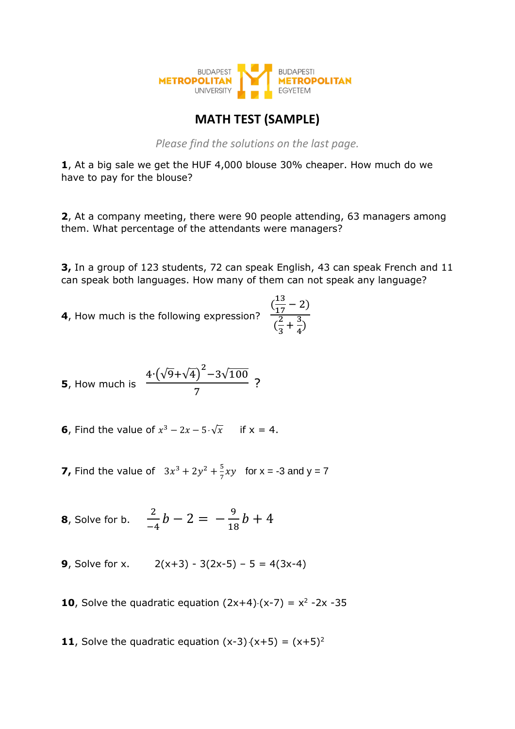BUDAPEST METROPOLITAN UNIVERSITY — BUDAPESTI METROPOLITAN EGYETEM

# MATH TEST (SAMPLE)

*Please find the solutions on the last page.*

**1**, At a big sale we get the HUF 4,000 blouse 30% cheaper. How much do we have to pay for the blouse?

**2**, At a company meeting, there were 90 people attending, 63 managers among them. What percentage of the attendants were managers?

**3,** In a group of 123 students, 72 can speak English, 43 can speak French and 11 can speak both languages. How many of them can not speak any language?

**4**, How much is the following expression? $\dfrac{(\frac{13}{17}-2)}{(\frac{2}{3}+\frac{3}{4})}$

**5**, How much is $\dfrac{4\cdot(\sqrt{9}+\sqrt{4})^2-3\sqrt{100}}{7}$ ?

**6**, Find the value of $x^3-2x-5\cdot\sqrt{x}$ if x = 4.

**7,** Find the value of $3x^3+2y^2+\frac{5}{7}xy$ for x = -3 and y = 7

**8**, Solve for b. $\frac{2}{-4}b-2=-\frac{9}{18}b+4$

**9**, Solve for x. 2(x+3) - 3(2x-5) – 5 = 4(3x-4)

**10**, Solve the quadratic equation $(2x+4)\cdot(x-7) = x^2-2x-35$

**11**, Solve the quadratic equation $(x-3)\cdot(x+5) = (x+5)^2$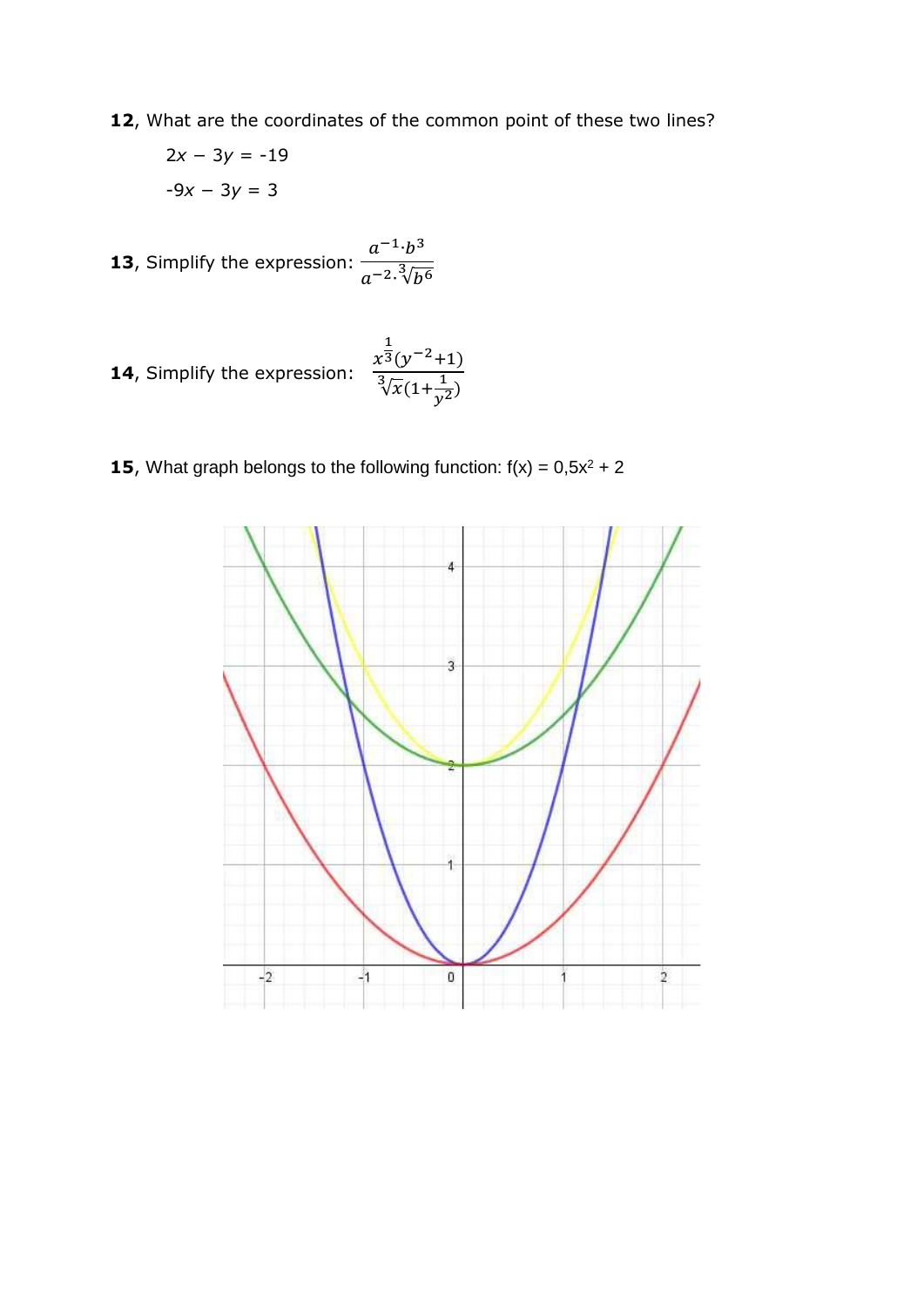**12**, What are the coordinates of the common point of these two lines?

$$2x - 3y = -19$$

$$-9x - 3y = 3$$

**13**, Simplify the expression: $\dfrac{a^{-1} \cdot b^{3}}{a^{-2} \cdot \sqrt[3]{b^{6}}}$

**14**, Simplify the expression: $\dfrac{x^{\frac{1}{3}}(y^{-2}+1)}{\sqrt[3]{x}(1+\frac{1}{y^{2}})}$

**15**, What graph belongs to the following function: $f(x) = 0{,}5x^{2} + 2$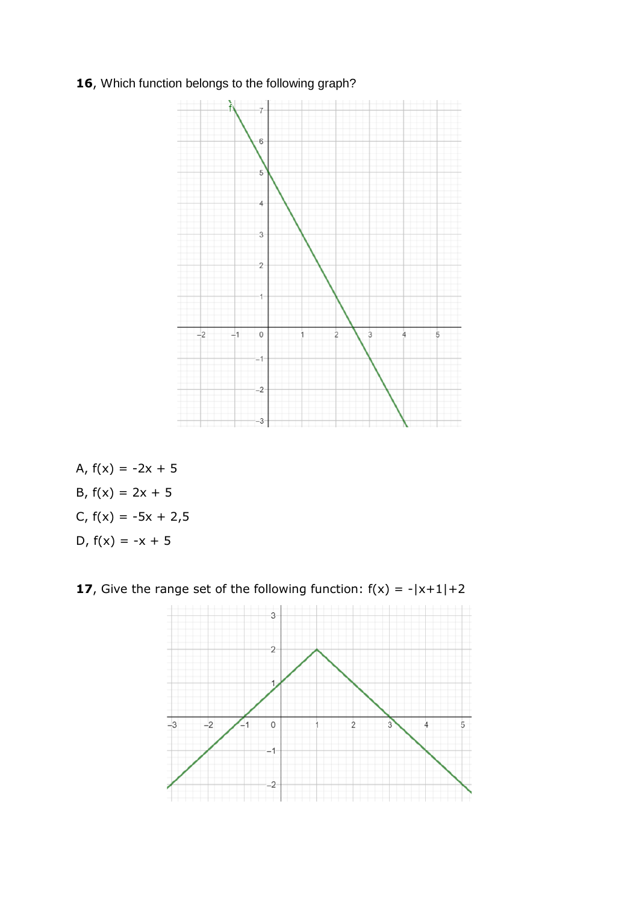**16**, Which function belongs to the following graph?

A, $f(x) = -2x + 5$

B, $f(x) = 2x + 5$

C, $f(x) = -5x + 2,5$

D, $f(x) = -x + 5$

**17**, Give the range set of the following function: $f(x) = -|x+1|+2$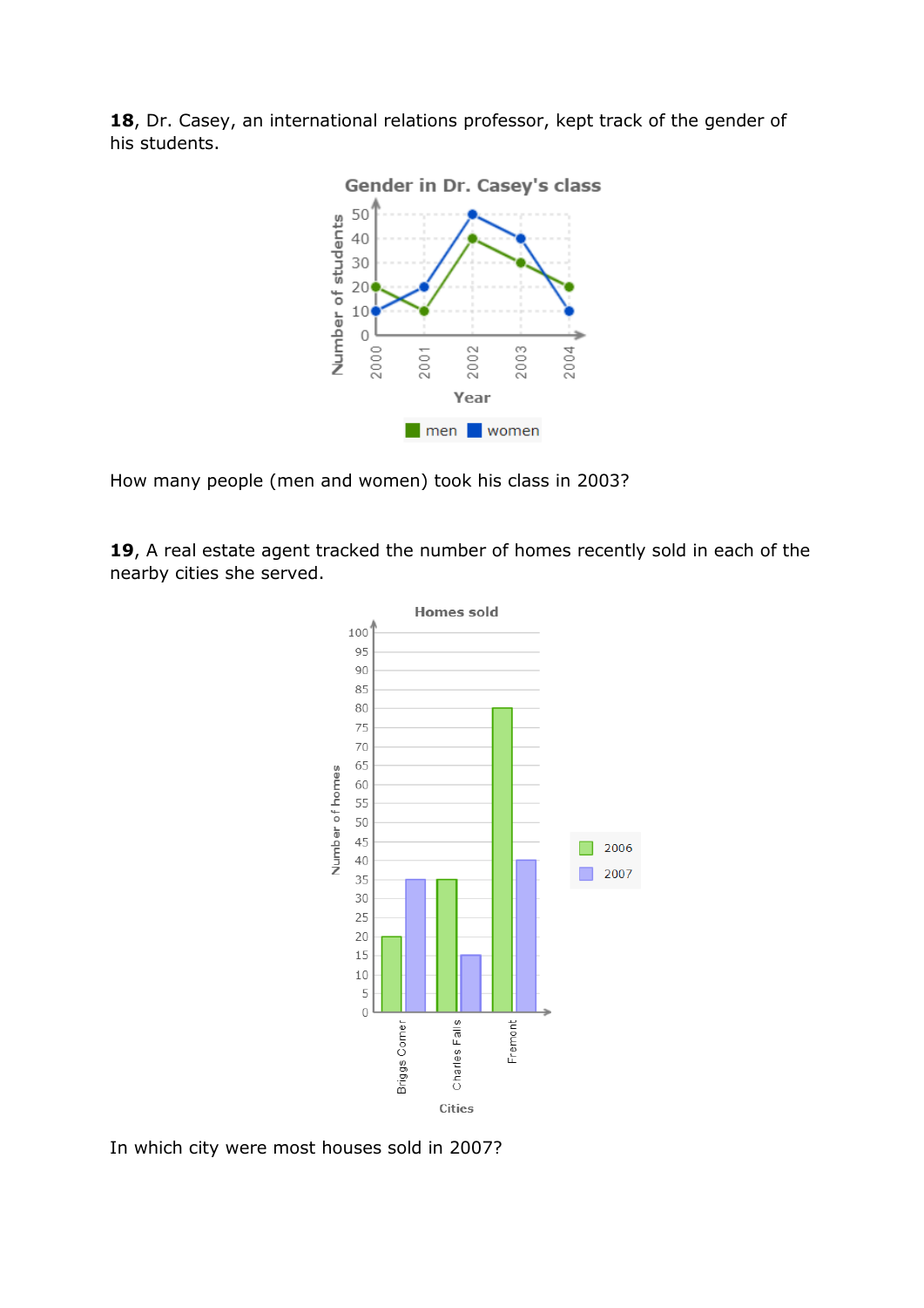**18**, Dr. Casey, an international relations professor, kept track of the gender of his students.

How many people (men and women) took his class in 2003?

**19**, A real estate agent tracked the number of homes recently sold in each of the nearby cities she served.

In which city were most houses sold in 2007?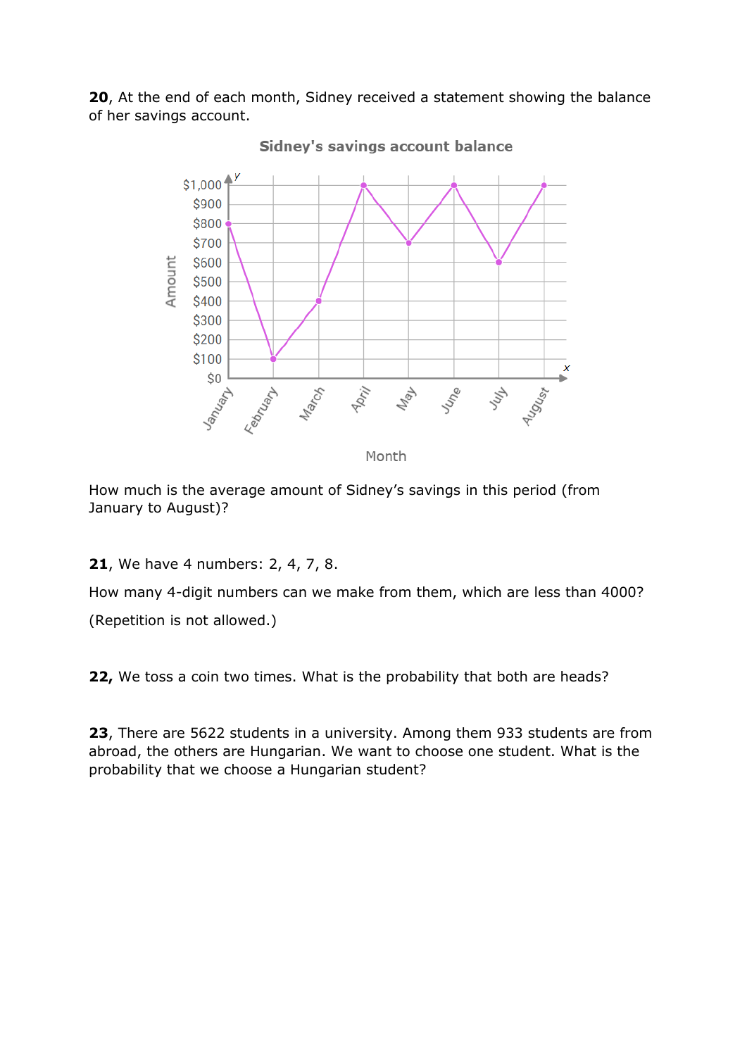**20**, At the end of each month, Sidney received a statement showing the balance of her savings account.

How much is the average amount of Sidney's savings in this period (from January to August)?

**21**, We have 4 numbers: 2, 4, 7, 8.

How many 4-digit numbers can we make from them, which are less than 4000?

(Repetition is not allowed.)

**22,** We toss a coin two times. What is the probability that both are heads?

**23**, There are 5622 students in a university. Among them 933 students are from abroad, the others are Hungarian. We want to choose one student. What is the probability that we choose a Hungarian student?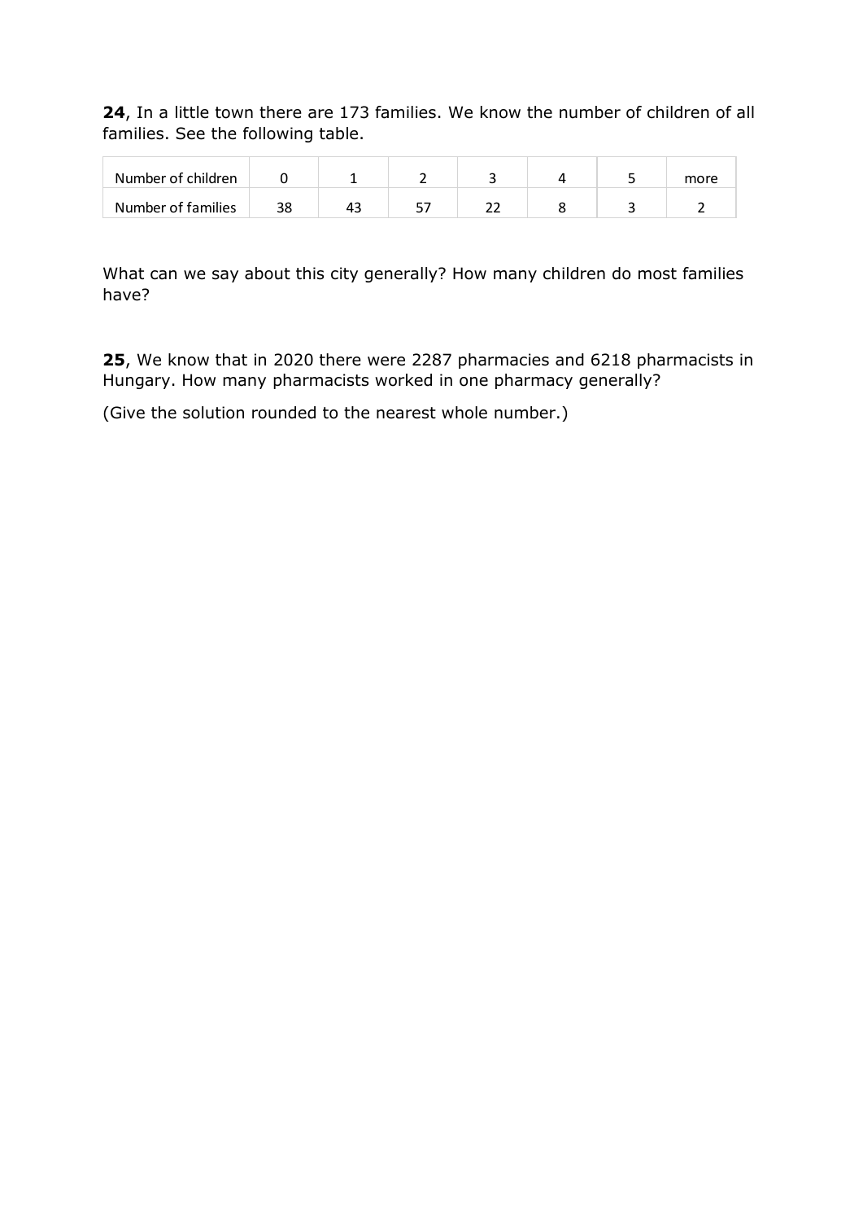**24**, In a little town there are 173 families. We know the number of children of all families. See the following table.

| Number of children | 0 | 1 | 2 | 3 | 4 | 5 | more |
|---|---|---|---|---|---|---|---|
| Number of families | 38 | 43 | 57 | 22 | 8 | 3 | 2 |

What can we say about this city generally? How many children do most families have?

**25**, We know that in 2020 there were 2287 pharmacies and 6218 pharmacists in Hungary. How many pharmacists worked in one pharmacy generally?

(Give the solution rounded to the nearest whole number.)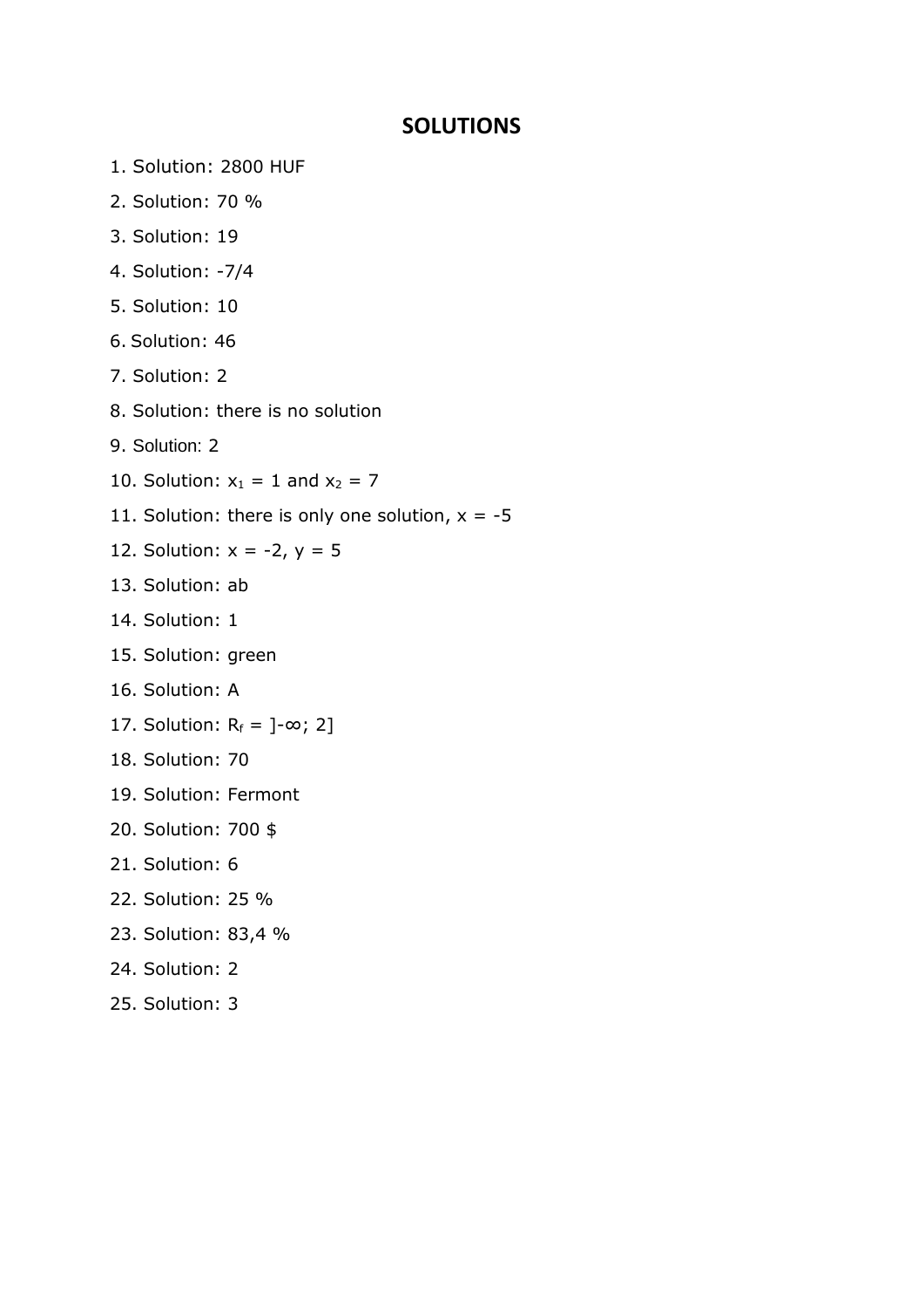# SOLUTIONS

1. Solution: 2800 HUF
2. Solution: 70 %
3. Solution: 19
4. Solution: -7/4
5. Solution: 10
6. Solution: 46
7. Solution: 2
8. Solution: there is no solution
9. Solution: 2
10. Solution: $x_1 = 1$ and $x_2 = 7$
11. Solution: there is only one solution, x = -5
12. Solution: x = -2, y = 5
13. Solution: ab
14. Solution: 1
15. Solution: green
16. Solution: A
17. Solution: $R_f = ]-\infty; 2]$
18. Solution: 70
19. Solution: Fermont
20. Solution: 700 $
21. Solution: 6
22. Solution: 25 %
23. Solution: 83,4 %
24. Solution: 2
25. Solution: 3